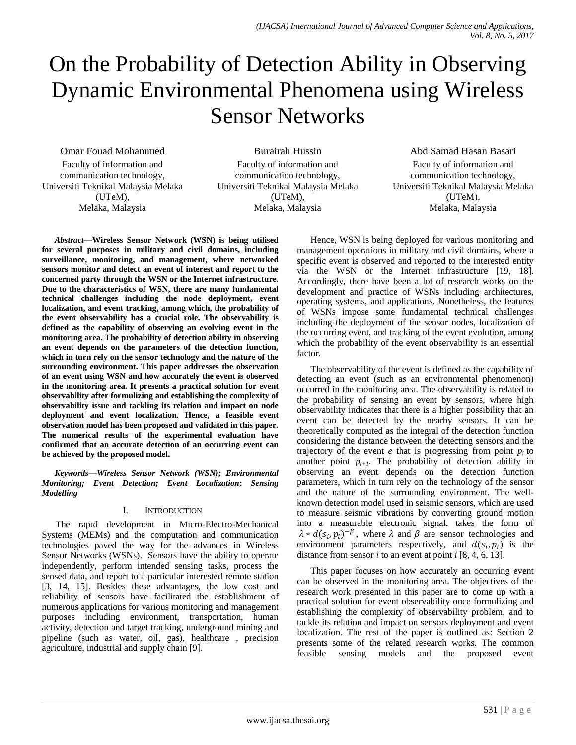# On the Probability of Detection Ability in Observing Dynamic Environmental Phenomena using Wireless Sensor Networks

Omar Fouad Mohammed
Faculty of information and communication technology,
Universiti Teknikal Malaysia Melaka (UTeM),
Melaka, Malaysia

Burairah Hussin
Faculty of information and communication technology,
Universiti Teknikal Malaysia Melaka (UTeM),
Melaka, Malaysia

Abd Samad Hasan Basari
Faculty of information and communication technology,
Universiti Teknikal Malaysia Melaka (UTeM),
Melaka, Malaysia

***Abstract*—Wireless Sensor Network (WSN) is being utilised for several purposes in military and civil domains, including surveillance, monitoring, and management, where networked sensors monitor and detect an event of interest and report to the concerned party through the WSN or the Internet infrastructure. Due to the characteristics of WSN, there are many fundamental technical challenges including the node deployment, event localization, and event tracking, among which, the probability of the event observability has a crucial role. The observability is defined as the capability of observing an evolving event in the monitoring area. The probability of detection ability in observing an event depends on the parameters of the detection function, which in turn rely on the sensor technology and the nature of the surrounding environment. This paper addresses the observation of an event using WSN and how accurately the event is observed in the monitoring area. It presents a practical solution for event observability after formulizing and establishing the complexity of observability issue and tackling its relation and impact on node deployment and event localization. Hence, a feasible event observation model has been proposed and validated in this paper. The numerical results of the experimental evaluation have confirmed that an accurate detection of an occurring event can be achieved by the proposed model.**

***Keywords*—*Wireless Sensor Network (WSN); Environmental Monitoring; Event Detection; Event Localization; Sensing Modelling***

## I. Introduction

The rapid development in Micro-Electro-Mechanical Systems (MEMs) and the computation and communication technologies paved the way for the advances in Wireless Sensor Networks (WSNs). Sensors have the ability to operate independently, perform intended sensing tasks, process the sensed data, and report to a particular interested remote station [3, 14, 15]. Besides these advantages, the low cost and reliability of sensors have facilitated the establishment of numerous applications for various monitoring and management purposes including environment, transportation, human activity, detection and target tracking, underground mining and pipeline (such as water, oil, gas), healthcare , precision agriculture, industrial and supply chain [9].

Hence, WSN is being deployed for various monitoring and management operations in military and civil domains, where a specific event is observed and reported to the interested entity via the WSN or the Internet infrastructure [19, 18]. Accordingly, there have been a lot of research works on the development and practice of WSNs including architectures, operating systems, and applications. Nonetheless, the features of WSNs impose some fundamental technical challenges including the deployment of the sensor nodes, localization of the occurring event, and tracking of the event evolution, among which the probability of the event observability is an essential factor.

The observability of the event is defined as the capability of detecting an event (such as an environmental phenomenon) occurred in the monitoring area. The observability is related to the probability of sensing an event by sensors, where high observability indicates that there is a higher possibility that an event can be detected by the nearby sensors. It can be theoretically computed as the integral of the detection function considering the distance between the detecting sensors and the trajectory of the event *e* that is progressing from point $p_i$ to another point $p_{i+1}$. The probability of detection ability in observing an event depends on the detection function parameters, which in turn rely on the technology of the sensor and the nature of the surrounding environment. The well-known detection model used in seismic sensors, which are used to measure seismic vibrations by converting ground motion into a measurable electronic signal, takes the form of $\lambda * d(s_i, p_i)^{-\beta}$, where $\lambda$ and $\beta$ are sensor technologies and environment parameters respectively, and $d(s_i, p_i)$ is the distance from sensor *i* to an event at point *i* [8, 4, 6, 13].

This paper focuses on how accurately an occurring event can be observed in the monitoring area. The objectives of the research work presented in this paper are to come up with a practical solution for event observability once formulizing and establishing the complexity of observability problem, and to tackle its relation and impact on sensors deployment and event localization. The rest of the paper is outlined as: Section 2 presents some of the related research works. The common feasible sensing models and the proposed event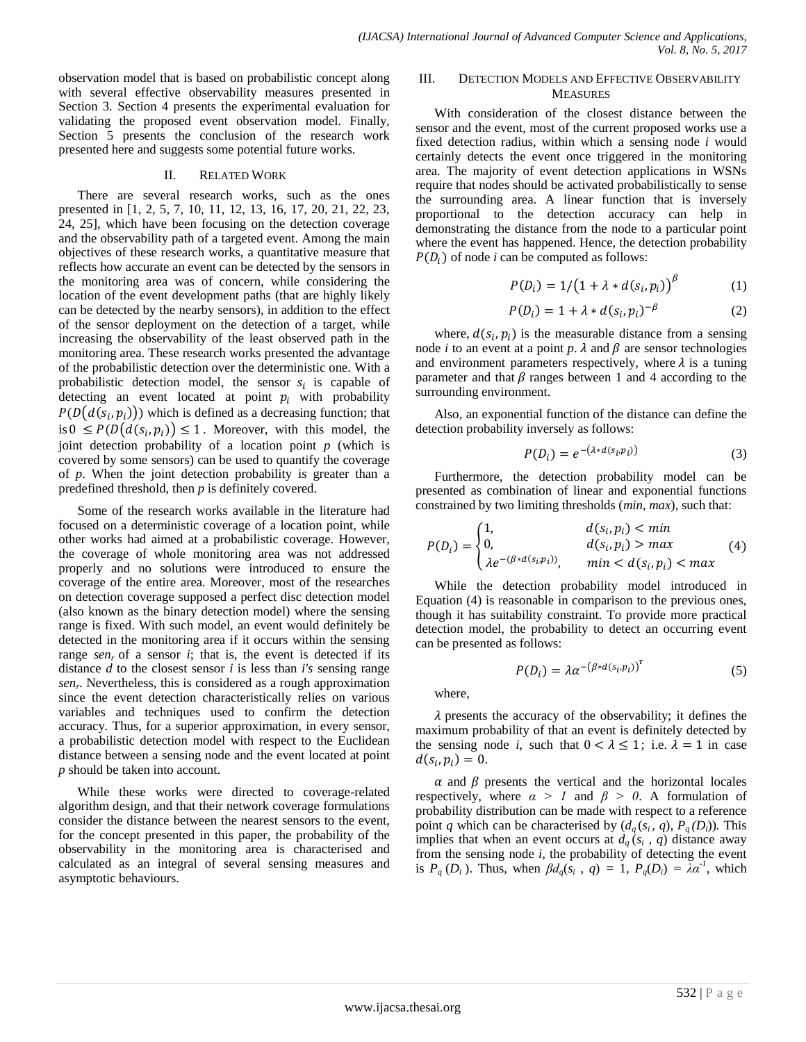observation model that is based on probabilistic concept along with several effective observability measures presented in Section 3. Section 4 presents the experimental evaluation for validating the proposed event observation model. Finally, Section 5 presents the conclusion of the research work presented here and suggests some potential future works.

## II. Related Work

There are several research works, such as the ones presented in [1, 2, 5, 7, 10, 11, 12, 13, 16, 17, 20, 21, 22, 23, 24, 25], which have been focusing on the detection coverage and the observability path of a targeted event. Among the main objectives of these research works, a quantitative measure that reflects how accurate an event can be detected by the sensors in the monitoring area was of concern, while considering the location of the event development paths (that are highly likely can be detected by the nearby sensors), in addition to the effect of the sensor deployment on the detection of a target, while increasing the observability of the least observed path in the monitoring area. These research works presented the advantage of the probabilistic detection over the deterministic one. With a probabilistic detection model, the sensor $s_i$ is capable of detecting an event located at point $p_i$ with probability $P(D(d(s_i, p_i)))$ which is defined as a decreasing function; that is $0 \leq P(D(d(s_i, p_i)) \leq 1$. Moreover, with this model, the joint detection probability of a location point *p* (which is covered by some sensors) can be used to quantify the coverage of *p*. When the joint detection probability is greater than a predefined threshold, then *p* is definitely covered.

Some of the research works available in the literature had focused on a deterministic coverage of a location point, while other works had aimed at a probabilistic coverage. However, the coverage of whole monitoring area was not addressed properly and no solutions were introduced to ensure the coverage of the entire area. Moreover, most of the researches on detection coverage supposed a perfect disc detection model (also known as the binary detection model) where the sensing range is fixed. With such model, an event would definitely be detected in the monitoring area if it occurs within the sensing range $sen_r$ of a sensor *i*; that is, the event is detected if its distance *d* to the closest sensor *i* is less than *i's* sensing range $sen_r$. Nevertheless, this is considered as a rough approximation since the event detection characteristically relies on various variables and techniques used to confirm the detection accuracy. Thus, for a superior approximation, in every sensor, a probabilistic detection model with respect to the Euclidean distance between a sensing node and the event located at point *p* should be taken into account.

While these works were directed to coverage-related algorithm design, and that their network coverage formulations consider the distance between the nearest sensors to the event, for the concept presented in this paper, the probability of the observability in the monitoring area is characterised and calculated as an integral of several sensing measures and asymptotic behaviours.

## III. Detection Models and Effective Observability Measures

With consideration of the closest distance between the sensor and the event, most of the current proposed works use a fixed detection radius, within which a sensing node *i* would certainly detects the event once triggered in the monitoring area. The majority of event detection applications in WSNs require that nodes should be activated probabilistically to sense the surrounding area. A linear function that is inversely proportional to the detection accuracy can help in demonstrating the distance from the node to a particular point where the event has happened. Hence, the detection probability $P(D_i)$ of node *i* can be computed as follows:

$$P(D_i) = 1/\left(1 + \lambda * d(s_i, p_i)\right)^{\beta} \tag{1}$$

$$P(D_i) = 1 + \lambda * d(s_i, p_i)^{-\beta} \tag{2}$$

where, $d(s_i, p_i)$ is the measurable distance from a sensing node *i* to an event at a point *p*. $\lambda$ and $\beta$ are sensor technologies and environment parameters respectively, where $\lambda$ is a tuning parameter and that $\beta$ ranges between 1 and 4 according to the surrounding environment.

Also, an exponential function of the distance can define the detection probability inversely as follows:

$$P(D_i) = e^{-(\lambda * d(s_i, p_i))} \tag{3}$$

Furthermore, the detection probability model can be presented as combination of linear and exponential functions constrained by two limiting thresholds (*min*, *max*), such that:

$$P(D_i) = \begin{cases} 1, & d(s_i, p_i) < min \\ 0, & d(s_i, p_i) > max \\ \lambda e^{-(\beta * d(s_i, p_i))}, & min < d(s_i, p_i) < max \end{cases} \tag{4}$$

While the detection probability model introduced in Equation (4) is reasonable in comparison to the previous ones, though it has suitability constraint. To provide more practical detection model, the probability to detect an occurring event can be presented as follows:

$$P(D_i) = \lambda \alpha^{-(\beta * d(s_i, p_i))^{\tau}} \tag{5}$$

where,

$\lambda$ presents the accuracy of the observability; it defines the maximum probability of that an event is definitely detected by the sensing node *i*, such that $0 < \lambda \leq 1$; i.e. $\lambda = 1$ in case $d(s_i, p_i) = 0$.

$\alpha$ and $\beta$ presents the vertical and the horizontal locales respectively, where $\alpha > 1$ and $\beta > 0$. A formulation of probability distribution can be made with respect to a reference point *q* which can be characterised by $(d_q(s_i, q), P_q(D_i))$. This implies that when an event occurs at $d_q(s_i, q)$ distance away from the sensing node *i*, the probability of detecting the event is $P_q(D_i)$. Thus, when $\beta d_q(s_i, q) = 1$, $P_q(D_i) = \lambda\alpha^{-1}$, which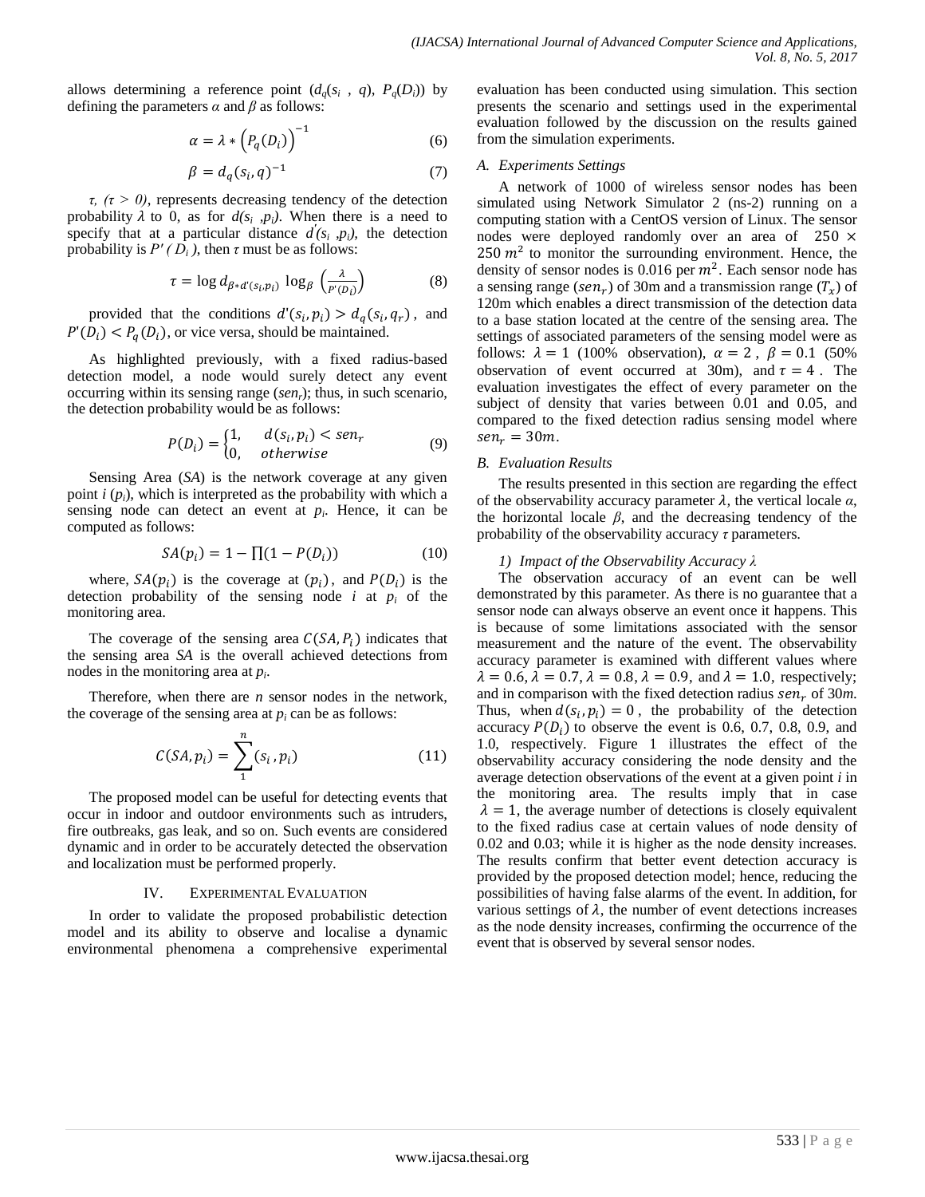allows determining a reference point ($d_q(s_i, q)$, $P_q(D_i)$) by defining the parameters $\alpha$ and $\beta$ as follows:

$$\alpha = \lambda * \left(P_q(D_i)\right)^{-1} \tag{6}$$

$$\beta = d_q(s_i, q)^{-1} \tag{7}$$

$\tau$, $(\tau > 0)$, represents decreasing tendency of the detection probability $\lambda$ to 0, as for $d(s_i, p_i)$. When there is a need to specify that at a particular distance $d'(s_i, p_i)$, the detection probability is $P'(D_i)$, then $\tau$ must be as follows:

$$\tau = \log d_{\beta * d'(s_i, p_i)} \log_{\beta}\left(\frac{\lambda}{P'(D_i)}\right) \tag{8}$$

provided that the conditions $d'(s_i, p_i) > d_q(s_i, q_r)$, and $P'(D_i) < P_q(D_i)$, or vice versa, should be maintained.

As highlighted previously, with a fixed radius-based detection model, a node would surely detect any event occurring within its sensing range ($sen_r$); thus, in such scenario, the detection probability would be as follows:

$$P(D_i) = \begin{cases} 1, & d(s_i, p_i) < sen_r \\ 0, & otherwise \end{cases} \tag{9}$$

Sensing Area (*SA*) is the network coverage at any given point $i$ ($p_i$), which is interpreted as the probability with which a sensing node can detect an event at $p_i$. Hence, it can be computed as follows:

$$SA(p_i) = 1 - \prod(1 - P(D_i)) \tag{10}$$

where, $SA(p_i)$ is the coverage at $(p_i)$, and $P(D_i)$ is the detection probability of the sensing node $i$ at $p_i$ of the monitoring area.

The coverage of the sensing area $C(SA, P_i)$ indicates that the sensing area *SA* is the overall achieved detections from nodes in the monitoring area at $p_i$.

Therefore, when there are $n$ sensor nodes in the network, the coverage of the sensing area at $p_i$ can be as follows:

$$C(SA, p_i) = \sum_{1}^{n}(s_i, p_i) \tag{11}$$

The proposed model can be useful for detecting events that occur in indoor and outdoor environments such as intruders, fire outbreaks, gas leak, and so on. Such events are considered dynamic and in order to be accurately detected the observation and localization must be performed properly.

## IV. Experimental Evaluation

In order to validate the proposed probabilistic detection model and its ability to observe and localise a dynamic environmental phenomena a comprehensive experimental evaluation has been conducted using simulation. This section presents the scenario and settings used in the experimental evaluation followed by the discussion on the results gained from the simulation experiments.

### A. Experiments Settings

A network of 1000 of wireless sensor nodes has been simulated using Network Simulator 2 (ns-2) running on a computing station with a CentOS version of Linux. The sensor nodes were deployed randomly over an area of $250 \times 250\ m^2$ to monitor the surrounding environment. Hence, the density of sensor nodes is 0.016 per $m^2$. Each sensor node has a sensing range ($sen_r$) of 30m and a transmission range ($T_x$) of 120m which enables a direct transmission of the detection data to a base station located at the centre of the sensing area. The settings of associated parameters of the sensing model were as follows: $\lambda = 1$ (100% observation), $\alpha = 2$, $\beta = 0.1$ (50% observation of event occurred at 30m), and $\tau = 4$. The evaluation investigates the effect of every parameter on the subject of density that varies between 0.01 and 0.05, and compared to the fixed detection radius sensing model where $sen_r = 30m$.

### B. Evaluation Results

The results presented in this section are regarding the effect of the observability accuracy parameter $\lambda$, the vertical locale $\alpha$, the horizontal locale $\beta$, and the decreasing tendency of the probability of the observability accuracy $\tau$ parameters.

#### 1) Impact of the Observability Accuracy λ

The observation accuracy of an event can be well demonstrated by this parameter. As there is no guarantee that a sensor node can always observe an event once it happens. This is because of some limitations associated with the sensor measurement and the nature of the event. The observability accuracy parameter is examined with different values where $\lambda = 0.6, \lambda = 0.7, \lambda = 0.8, \lambda = 0.9$, and $\lambda = 1.0$, respectively; and in comparison with the fixed detection radius $sen_r$ of 30*m*. Thus, when $d(s_i, p_i) = 0$, the probability of the detection accuracy $P(D_i)$ to observe the event is 0.6, 0.7, 0.8, 0.9, and 1.0, respectively. Figure 1 illustrates the effect of the observability accuracy considering the node density and the average detection observations of the event at a given point $i$ in the monitoring area. The results imply that in case $\lambda = 1$, the average number of detections is closely equivalent to the fixed radius case at certain values of node density of 0.02 and 0.03; while it is higher as the node density increases. The results confirm that better event detection accuracy is provided by the proposed detection model; hence, reducing the possibilities of having false alarms of the event. In addition, for various settings of $\lambda$, the number of event detections increases as the node density increases, confirming the occurrence of the event that is observed by several sensor nodes.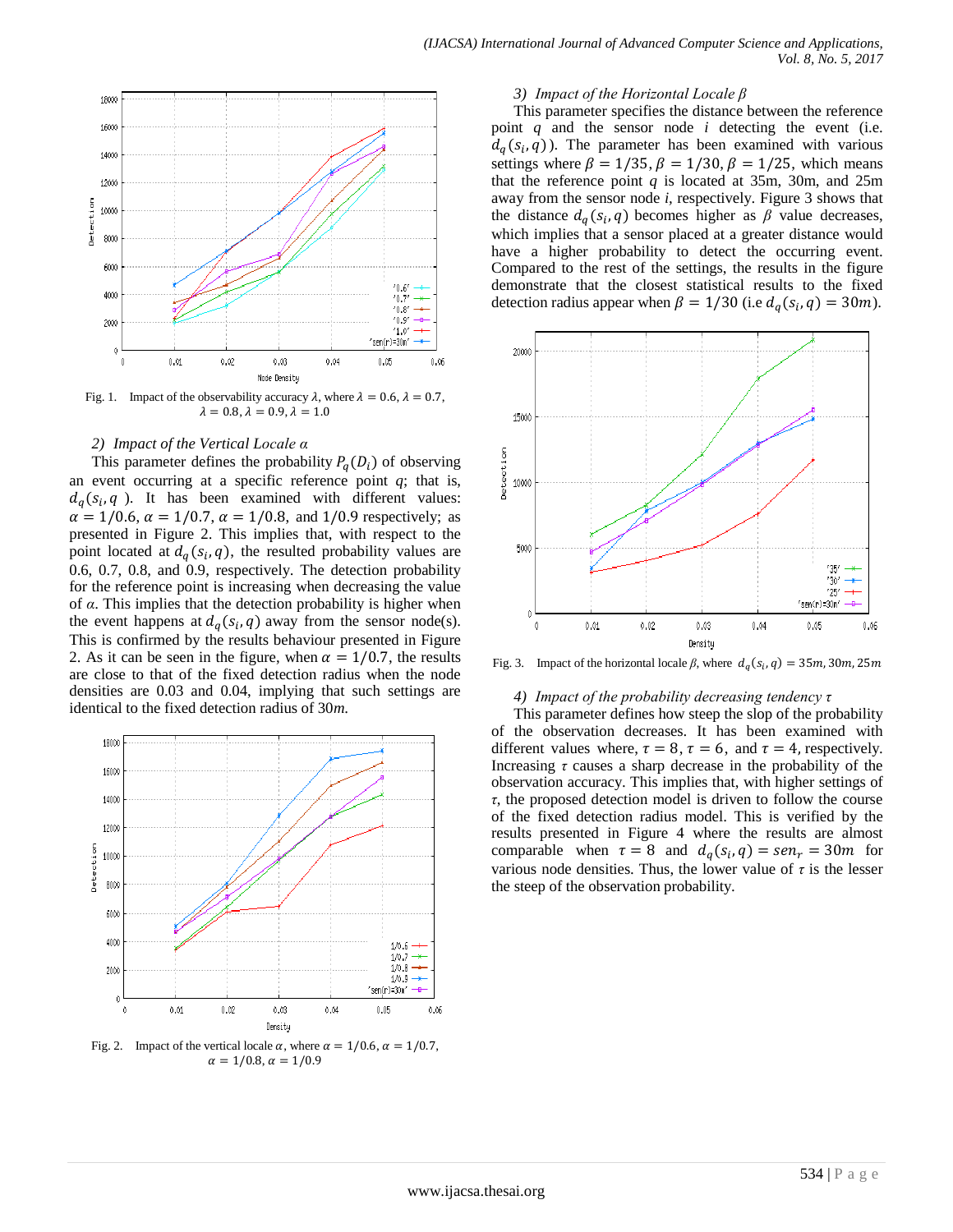Fig. 1. Impact of the observability accuracy $\lambda$, where $\lambda = 0.6$, $\lambda = 0.7$, $\lambda = 0.8$, $\lambda = 0.9$, $\lambda = 1.0$

*2) Impact of the Vertical Locale $\alpha$*

This parameter defines the probability $P_q(D_i)$ of observing an event occurring at a specific reference point $q$; that is, $d_q(s_i, q)$. It has been examined with different values: $\alpha = 1/0.6$, $\alpha = 1/0.7$, $\alpha = 1/0.8$, and $1/0.9$ respectively; as presented in Figure 2. This implies that, with respect to the point located at $d_q(s_i, q)$, the resulted probability values are 0.6, 0.7, 0.8, and 0.9, respectively. The detection probability for the reference point is increasing when decreasing the value of $\alpha$. This implies that the detection probability is higher when the event happens at $d_q(s_i, q)$ away from the sensor node(s). This is confirmed by the results behaviour presented in Figure 2. As it can be seen in the figure, when $\alpha = 1/0.7$, the results are close to that of the fixed detection radius when the node densities are 0.03 and 0.04, implying that such settings are identical to the fixed detection radius of 30*m.*

Fig. 2. Impact of the vertical locale $\alpha$, where $\alpha = 1/0.6$, $\alpha = 1/0.7$, $\alpha = 1/0.8$, $\alpha = 1/0.9$

*3) Impact of the Horizontal Locale $\beta$*

This parameter specifies the distance between the reference point $q$ and the sensor node $i$ detecting the event (i.e. $d_q(s_i, q)$). The parameter has been examined with various settings where $\beta = 1/35$, $\beta = 1/30$, $\beta = 1/25$, which means that the reference point $q$ is located at 35m, 30m, and 25m away from the sensor node *i*, respectively. Figure 3 shows that the distance $d_q(s_i, q)$ becomes higher as $\beta$ value decreases, which implies that a sensor placed at a greater distance would have a higher probability to detect the occurring event. Compared to the rest of the settings, the results in the figure demonstrate that the closest statistical results to the fixed detection radius appear when $\beta = 1/30$ (i.e $d_q(s_i, q) = 30m$).

Fig. 3. Impact of the horizontal locale $\beta$, where $d_q(s_i, q) = 35m, 30m, 25m$

*4) Impact of the probability decreasing tendency $\tau$*

This parameter defines how steep the slop of the probability of the observation decreases. It has been examined with different values where, $\tau = 8$, $\tau = 6$, and $\tau = 4$, respectively. Increasing $\tau$ causes a sharp decrease in the probability of the observation accuracy. This implies that, with higher settings of $\tau$, the proposed detection model is driven to follow the course of the fixed detection radius model. This is verified by the results presented in Figure 4 where the results are almost comparable when $\tau = 8$ and $d_q(s_i, q) = sen_r = 30m$ for various node densities. Thus, the lower value of $\tau$ is the lesser the steep of the observation probability.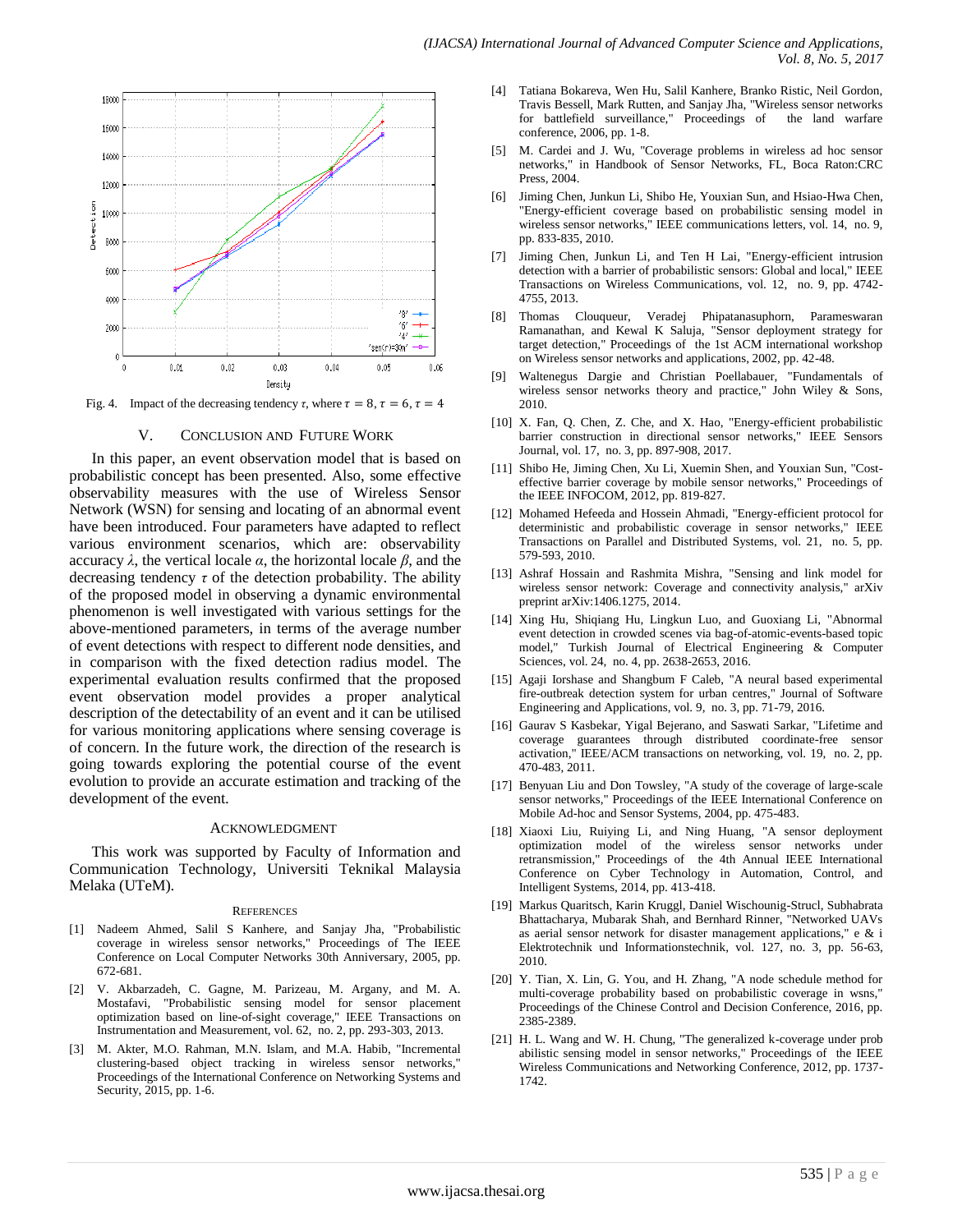Fig. 4. Impact of the decreasing tendency $\tau$, where $\tau = 8, \tau = 6, \tau = 4$

## V. CONCLUSION AND FUTURE WORK

In this paper, an event observation model that is based on probabilistic concept has been presented. Also, some effective observability measures with the use of Wireless Sensor Network (WSN) for sensing and locating of an abnormal event have been introduced. Four parameters have adapted to reflect various environment scenarios, which are: observability accuracy $\lambda$, the vertical locale $\alpha$, the horizontal locale $\beta$, and the decreasing tendency $\tau$ of the detection probability. The ability of the proposed model in observing a dynamic environmental phenomenon is well investigated with various settings for the above-mentioned parameters, in terms of the average number of event detections with respect to different node densities, and in comparison with the fixed detection radius model. The experimental evaluation results confirmed that the proposed event observation model provides a proper analytical description of the detectability of an event and it can be utilised for various monitoring applications where sensing coverage is of concern. In the future work, the direction of the research is going towards exploring the potential course of the event evolution to provide an accurate estimation and tracking of the development of the event.

## ACKNOWLEDGMENT

This work was supported by Faculty of Information and Communication Technology, Universiti Teknikal Malaysia Melaka (UTeM).

## REFERENCES

[1] Nadeem Ahmed, Salil S Kanhere, and Sanjay Jha, "Probabilistic coverage in wireless sensor networks," Proceedings of The IEEE Conference on Local Computer Networks 30th Anniversary, 2005, pp. 672-681.

[2] V. Akbarzadeh, C. Gagne, M. Parizeau, M. Argany, and M. A. Mostafavi, "Probabilistic sensing model for sensor placement optimization based on line-of-sight coverage," IEEE Transactions on Instrumentation and Measurement, vol. 62, no. 2, pp. 293-303, 2013.

[3] M. Akter, M.O. Rahman, M.N. Islam, and M.A. Habib, "Incremental clustering-based object tracking in wireless sensor networks," Proceedings of the International Conference on Networking Systems and Security, 2015, pp. 1-6.

[4] Tatiana Bokareva, Wen Hu, Salil Kanhere, Branko Ristic, Neil Gordon, Travis Bessell, Mark Rutten, and Sanjay Jha, "Wireless sensor networks for battlefield surveillance," Proceedings of the land warfare conference, 2006, pp. 1-8.

[5] M. Cardei and J. Wu, "Coverage problems in wireless ad hoc sensor networks," in Handbook of Sensor Networks, FL, Boca Raton:CRC Press, 2004.

[6] Jiming Chen, Junkun Li, Shibo He, Youxian Sun, and Hsiao-Hwa Chen, "Energy-efficient coverage based on probabilistic sensing model in wireless sensor networks," IEEE communications letters, vol. 14, no. 9, pp. 833-835, 2010.

[7] Jiming Chen, Junkun Li, and Ten H Lai, "Energy-efficient intrusion detection with a barrier of probabilistic sensors: Global and local," IEEE Transactions on Wireless Communications, vol. 12, no. 9, pp. 4742-4755, 2013.

[8] Thomas Clouqueur, Veradej Phipatanasuphorn, Parameswaran Ramanathan, and Kewal K Saluja, "Sensor deployment strategy for target detection," Proceedings of the 1st ACM international workshop on Wireless sensor networks and applications, 2002, pp. 42-48.

[9] Waltenegus Dargie and Christian Poellabauer, "Fundamentals of wireless sensor networks theory and practice," John Wiley & Sons, 2010.

[10] X. Fan, Q. Chen, Z. Che, and X. Hao, "Energy-efficient probabilistic barrier construction in directional sensor networks," IEEE Sensors Journal, vol. 17, no. 3, pp. 897-908, 2017.

[11] Shibo He, Jiming Chen, Xu Li, Xuemin Shen, and Youxian Sun, "Cost-effective barrier coverage by mobile sensor networks," Proceedings of the IEEE INFOCOM, 2012, pp. 819-827.

[12] Mohamed Hefeeda and Hossein Ahmadi, "Energy-efficient protocol for deterministic and probabilistic coverage in sensor networks," IEEE Transactions on Parallel and Distributed Systems, vol. 21, no. 5, pp. 579-593, 2010.

[13] Ashraf Hossain and Rashmita Mishra, "Sensing and link model for wireless sensor network: Coverage and connectivity analysis," arXiv preprint arXiv:1406.1275, 2014.

[14] Xing Hu, Shiqiang Hu, Lingkun Luo, and Guoxiang Li, "Abnormal event detection in crowded scenes via bag-of-atomic-events-based topic model," Turkish Journal of Electrical Engineering & Computer Sciences, vol. 24, no. 4, pp. 2638-2653, 2016.

[15] Agaji Iorshase and Shangbum F Caleb, "A neural based experimental fire-outbreak detection system for urban centres," Journal of Software Engineering and Applications, vol. 9, no. 3, pp. 71-79, 2016.

[16] Gaurav S Kasbekar, Yigal Bejerano, and Saswati Sarkar, "Lifetime and coverage guarantees through distributed coordinate-free sensor activation," IEEE/ACM transactions on networking, vol. 19, no. 2, pp. 470-483, 2011.

[17] Benyuan Liu and Don Towsley, "A study of the coverage of large-scale sensor networks," Proceedings of the IEEE International Conference on Mobile Ad-hoc and Sensor Systems, 2004, pp. 475-483.

[18] Xiaoxi Liu, Ruiying Li, and Ning Huang, "A sensor deployment optimization model of the wireless sensor networks under retransmission," Proceedings of the 4th Annual IEEE International Conference on Cyber Technology in Automation, Control, and Intelligent Systems, 2014, pp. 413-418.

[19] Markus Quaritsch, Karin Kruggl, Daniel Wischounig-Strucl, Subhabrata Bhattacharya, Mubarak Shah, and Bernhard Rinner, "Networked UAVs as aerial sensor network for disaster management applications," e & i Elektrotechnik und Informationstechnik, vol. 127, no. 3, pp. 56-63, 2010.

[20] Y. Tian, X. Lin, G. You, and H. Zhang, "A node schedule method for multi-coverage probability based on probabilistic coverage in wsns," Proceedings of the Chinese Control and Decision Conference, 2016, pp. 2385-2389.

[21] H. L. Wang and W. H. Chung, "The generalized k-coverage under prob abilistic sensing model in sensor networks," Proceedings of the IEEE Wireless Communications and Networking Conference, 2012, pp. 1737-1742.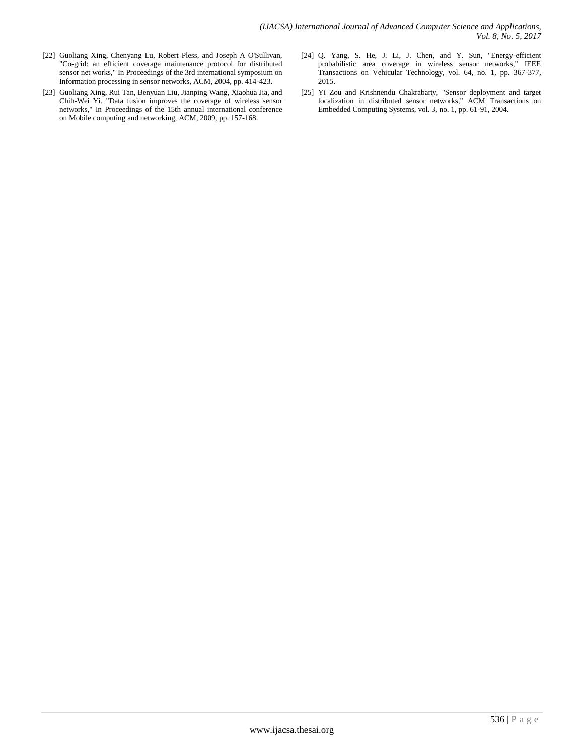[22] Guoliang Xing, Chenyang Lu, Robert Pless, and Joseph A O'Sullivan, "Co-grid: an efficient coverage maintenance protocol for distributed sensor net works," In Proceedings of the 3rd international symposium on Information processing in sensor networks, ACM, 2004, pp. 414-423.

[23] Guoliang Xing, Rui Tan, Benyuan Liu, Jianping Wang, Xiaohua Jia, and Chih-Wei Yi, "Data fusion improves the coverage of wireless sensor networks," In Proceedings of the 15th annual international conference on Mobile computing and networking, ACM, 2009, pp. 157-168.

[24] Q. Yang, S. He, J. Li, J. Chen, and Y. Sun, "Energy-efficient probabilistic area coverage in wireless sensor networks," IEEE Transactions on Vehicular Technology, vol. 64, no. 1, pp. 367-377, 2015.

[25] Yi Zou and Krishnendu Chakrabarty, "Sensor deployment and target localization in distributed sensor networks," ACM Transactions on Embedded Computing Systems, vol. 3, no. 1, pp. 61-91, 2004.